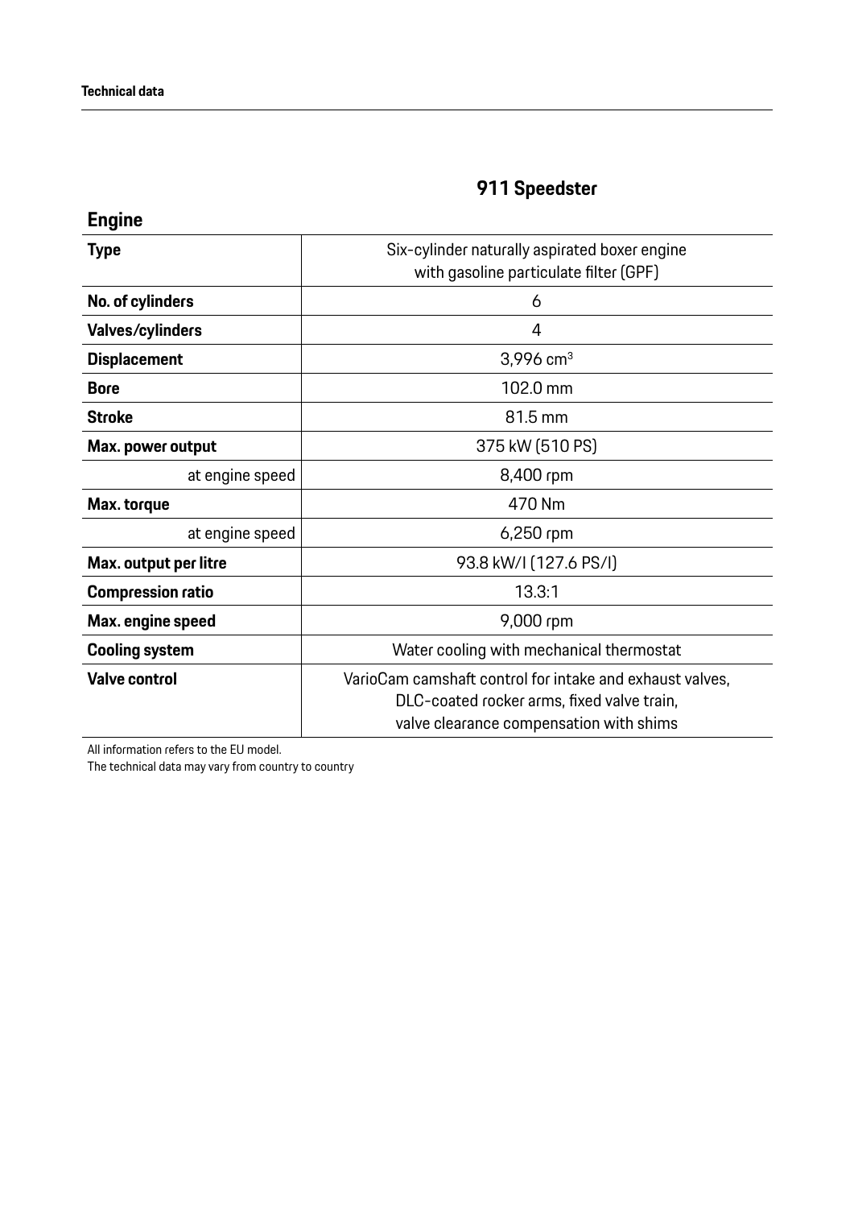# Technical data

## 911 Speedster

### Engine

| | 911 Speedster |
|---|---|
| **Type** | Six-cylinder naturally aspirated boxer engine with gasoline particulate filter (GPF) |
| **No. of cylinders** | 6 |
| **Valves/cylinders** | 4 |
| **Displacement** | 3,996 $cm^3$ |
| **Bore** | 102.0 mm |
| **Stroke** | 81.5 mm |
| **Max. power output** | 375 kW (510 PS) |
| at engine speed | 8,400 rpm |
| **Max. torque** | 470 Nm |
| at engine speed | 6,250 rpm |
| **Max. output per litre** | 93.8 kW/l (127.6 PS/l) |
| **Compression ratio** | 13.3:1 |
| **Max. engine speed** | 9,000 rpm |
| **Cooling system** | Water cooling with mechanical thermostat |
| **Valve control** | VarioCam camshaft control for intake and exhaust valves, DLC-coated rocker arms, fixed valve train, valve clearance compensation with shims |

All information refers to the EU model.
The technical data may vary from country to country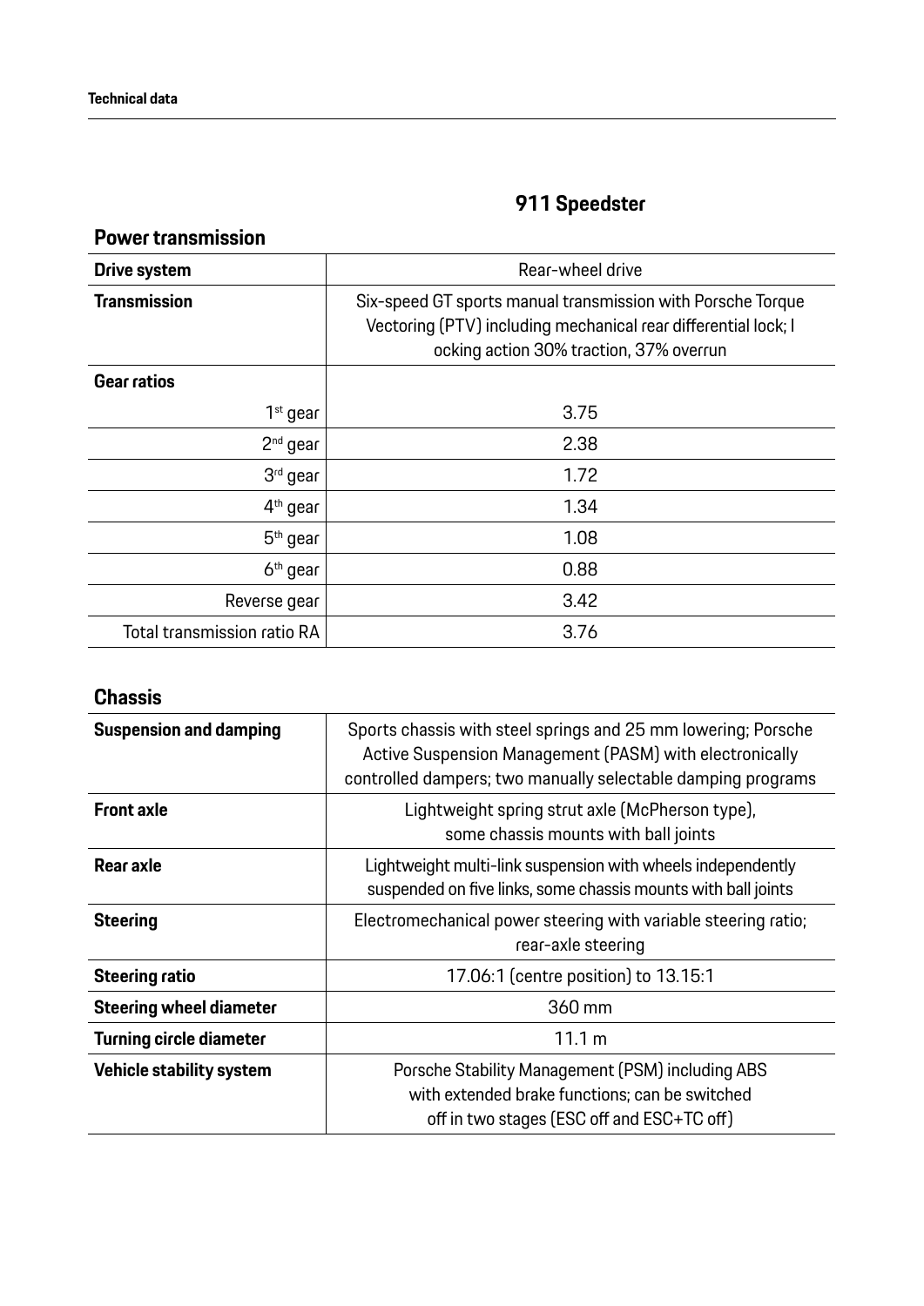## 911 Speedster

### Power transmission

| | |
|---|---|
| **Drive system** | Rear-wheel drive |
| **Transmission** | Six-speed GT sports manual transmission with Porsche Torque Vectoring (PTV) including mechanical rear differential lock; l ocking action 30% traction, 37% overrun |
| **Gear ratios** | |
| 1st gear | 3.75 |
| 2nd gear | 2.38 |
| 3rd gear | 1.72 |
| 4th gear | 1.34 |
| 5th gear | 1.08 |
| 6th gear | 0.88 |
| Reverse gear | 3.42 |
| Total transmission ratio RA | 3.76 |

### Chassis

| | |
|---|---|
| **Suspension and damping** | Sports chassis with steel springs and 25 mm lowering; Porsche Active Suspension Management (PASM) with electronically controlled dampers; two manually selectable damping programs |
| **Front axle** | Lightweight spring strut axle (McPherson type), some chassis mounts with ball joints |
| **Rear axle** | Lightweight multi-link suspension with wheels independently suspended on five links, some chassis mounts with ball joints |
| **Steering** | Electromechanical power steering with variable steering ratio; rear-axle steering |
| **Steering ratio** | 17.06:1 (centre position) to 13.15:1 |
| **Steering wheel diameter** | 360 mm |
| **Turning circle diameter** | 11.1 m |
| **Vehicle stability system** | Porsche Stability Management (PSM) including ABS with extended brake functions; can be switched off in two stages (ESC off and ESC+TC off) |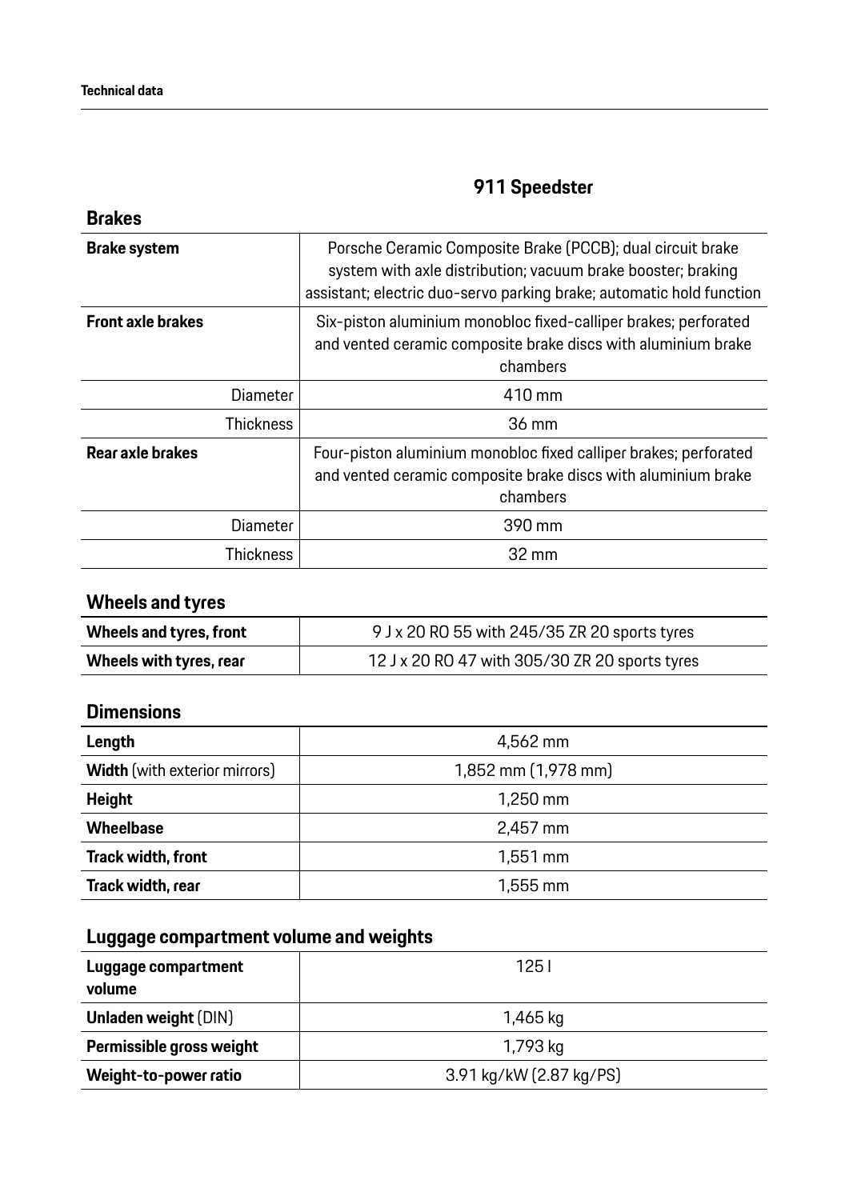## 911 Speedster

### Brakes

| | |
|---|---|
| **Brake system** | Porsche Ceramic Composite Brake (PCCB); dual circuit brake system with axle distribution; vacuum brake booster; braking assistant; electric duo-servo parking brake; automatic hold function |
| **Front axle brakes** | Six-piston aluminium monobloc fixed-calliper brakes; perforated and vented ceramic composite brake discs with aluminium brake chambers |
| Diameter | 410 mm |
| Thickness | 36 mm |
| **Rear axle brakes** | Four-piston aluminium monobloc fixed calliper brakes; perforated and vented ceramic composite brake discs with aluminium brake chambers |
| Diameter | 390 mm |
| Thickness | 32 mm |

### Wheels and tyres

| | |
|---|---|
| **Wheels and tyres, front** | 9 J x 20 RO 55 with 245/35 ZR 20 sports tyres |
| **Wheels with tyres, rear** | 12 J x 20 RO 47 with 305/30 ZR 20 sports tyres |

### Dimensions

| | |
|---|---|
| **Length** | 4,562 mm |
| **Width** (with exterior mirrors) | 1,852 mm (1,978 mm) |
| **Height** | 1,250 mm |
| **Wheelbase** | 2,457 mm |
| **Track width, front** | 1,551 mm |
| **Track width, rear** | 1,555 mm |

### Luggage compartment volume and weights

| | |
|---|---|
| **Luggage compartment volume** | 125 l |
| **Unladen weight** (DIN) | 1,465 kg |
| **Permissible gross weight** | 1,793 kg |
| **Weight-to-power ratio** | 3.91 kg/kW (2.87 kg/PS) |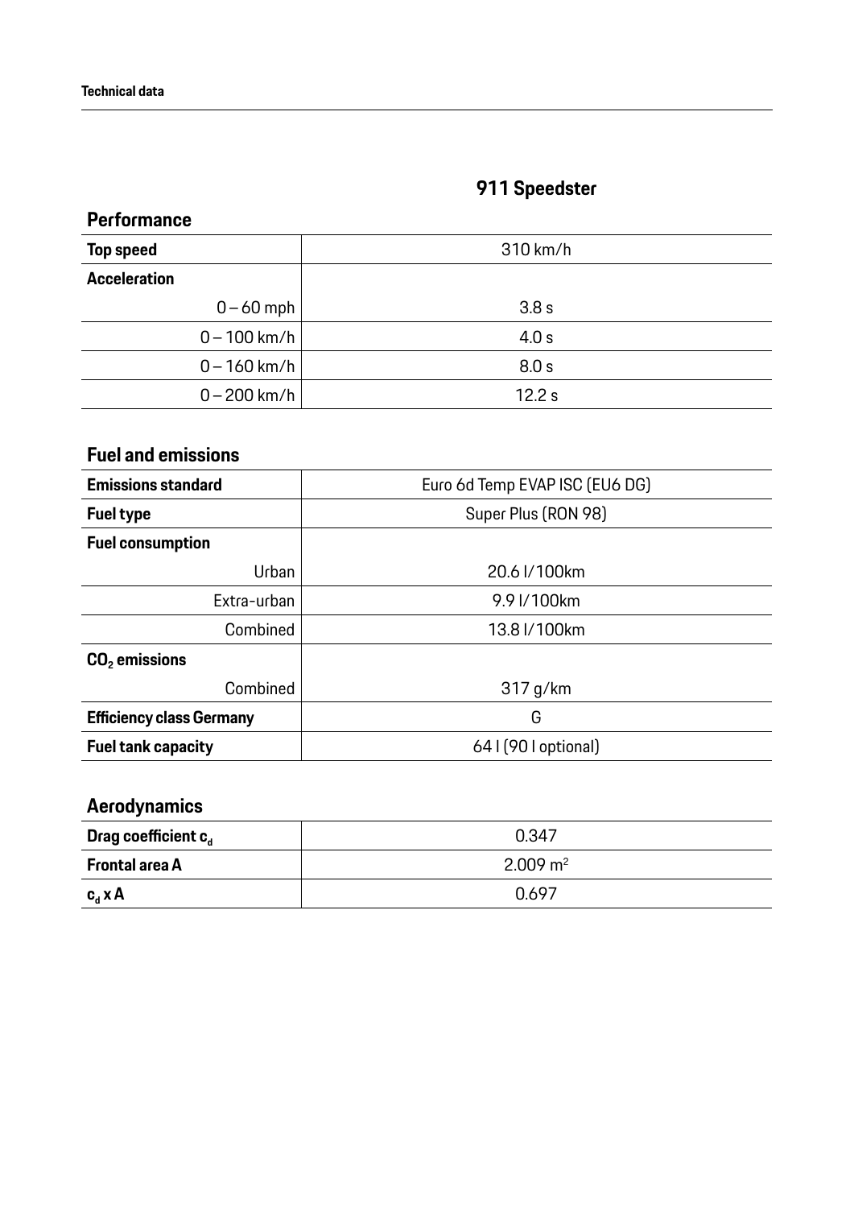## 911 Speedster

### Performance

| | 911 Speedster |
|---|---|
| **Top speed** | 310 km/h |
| **Acceleration** | |
| 0 – 60 mph | 3.8 s |
| 0 – 100 km/h | 4.0 s |
| 0 – 160 km/h | 8.0 s |
| 0 – 200 km/h | 12.2 s |

### Fuel and emissions

| | 911 Speedster |
|---|---|
| **Emissions standard** | Euro 6d Temp EVAP ISC (EU6 DG) |
| **Fuel type** | Super Plus (RON 98) |
| **Fuel consumption** | |
| Urban | 20.6 l/100km |
| Extra-urban | 9.9 l/100km |
| Combined | 13.8 l/100km |
| **$CO_2$ emissions** | |
| Combined | 317 g/km |
| **Efficiency class Germany** | G |
| **Fuel tank capacity** | 64 l (90 l optional) |

### Aerodynamics

| | 911 Speedster |
|---|---|
| **Drag coefficient $c_d$** | 0.347 |
| **Frontal area A** | 2.009 $m^2$ |
| **$c_d$ x A** | 0.697 |